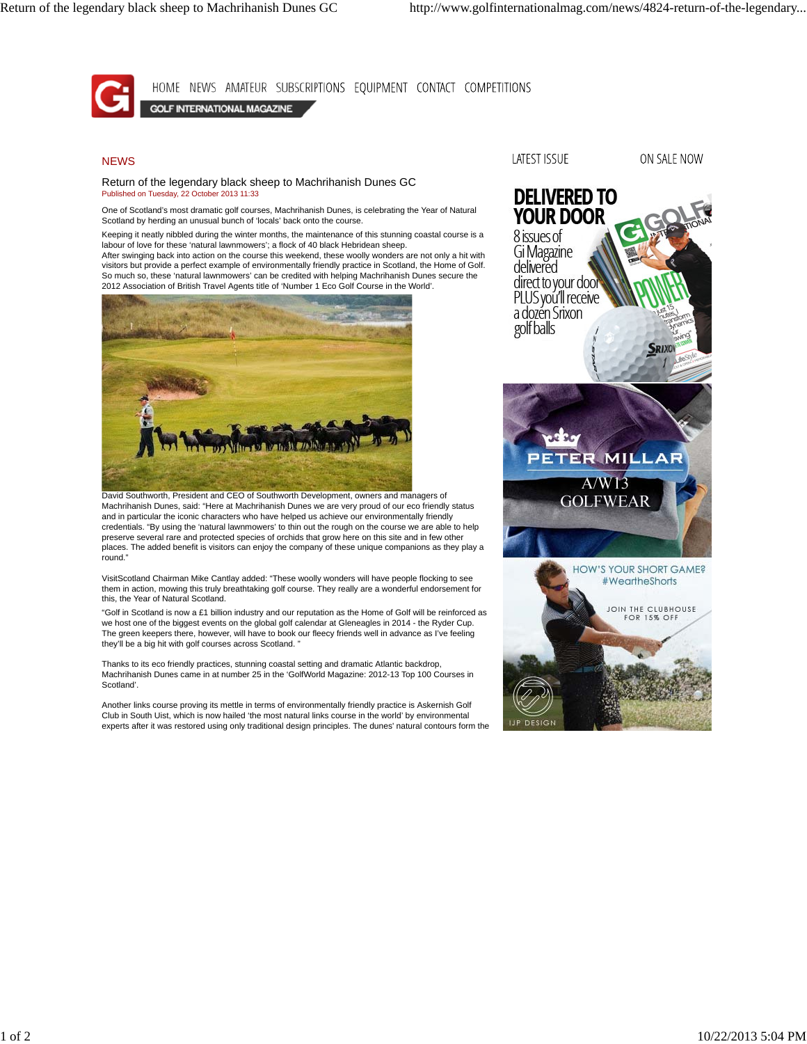## NEWS

### Return of the legendary black sheep to Machrihanish Dunes GC

Published on Tuesday, 22 October 2013 11:33

One of Scotland's most dramatic golf courses, Machrihanish Dunes, is celebrating the Year of Natural Scotland by herding an unusual bunch of 'locals' back onto the course.

Keeping it neatly nibbled during the winter months, the maintenance of this stunning coastal course is a labour of love for these 'natural lawnmowers'; a flock of 40 black Hebridean sheep.
After swinging back into action on the course this weekend, these woolly wonders are not only a hit with visitors but provide a perfect example of environmentally friendly practice in Scotland, the Home of Golf. So much so, these 'natural lawnmowers' can be credited with helping Machrihanish Dunes secure the 2012 Association of British Travel Agents title of 'Number 1 Eco Golf Course in the World'.

David Southworth, President and CEO of Southworth Development, owners and managers of Machrihanish Dunes, said: "Here at Machrihanish Dunes we are very proud of our eco friendly status and in particular the iconic characters who have helped us achieve our environmentally friendly credentials. "By using the 'natural lawnmowers' to thin out the rough on the course we are able to help preserve several rare and protected species of orchids that grow here on this site and in few other places. The added benefit is visitors can enjoy the company of these unique companions as they play a round."

VisitScotland Chairman Mike Cantlay added: "These woolly wonders will have people flocking to see them in action, mowing this truly breathtaking golf course. They really are a wonderful endorsement for this, the Year of Natural Scotland.

"Golf in Scotland is now a £1 billion industry and our reputation as the Home of Golf will be reinforced as we host one of the biggest events on the global golf calendar at Gleneagles in 2014 - the Ryder Cup. The green keepers there, however, will have to book our fleecy friends well in advance as I've feeling they'll be a big hit with golf courses across Scotland. "

Thanks to its eco friendly practices, stunning coastal setting and dramatic Atlantic backdrop, Machrihanish Dunes came in at number 25 in the 'GolfWorld Magazine: 2012-13 Top 100 Courses in Scotland'.

Another links course proving its mettle in terms of environmentally friendly practice is Askernish Golf Club in South Uist, which is now hailed 'the most natural links course in the world' by environmental experts after it was restored using only traditional design principles. The dunes' natural contours form the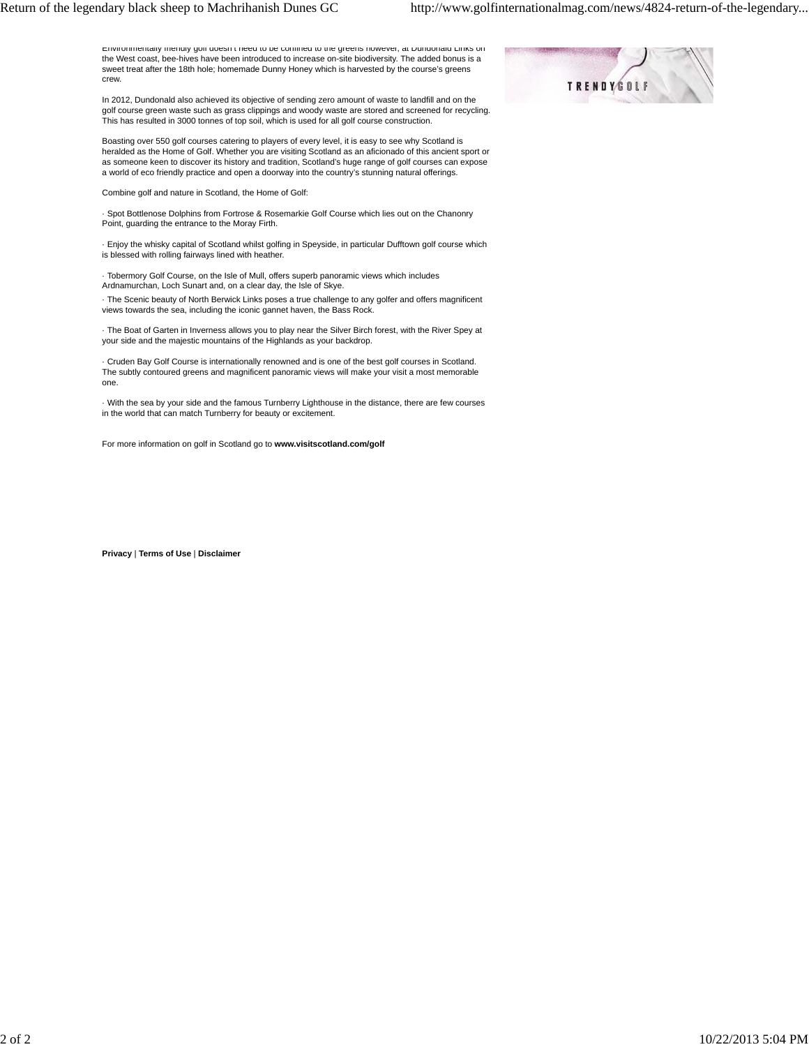Environmentally friendly golf doesn't need to be confined to the greens however, at Dundonald Links on the West coast, bee-hives have been introduced to increase on-site biodiversity. The added bonus is a sweet treat after the 18th hole; homemade Dunny Honey which is harvested by the course's greens crew.

In 2012, Dundonald also achieved its objective of sending zero amount of waste to landfill and on the golf course green waste such as grass clippings and woody waste are stored and screened for recycling. This has resulted in 3000 tonnes of top soil, which is used for all golf course construction.

Boasting over 550 golf courses catering to players of every level, it is easy to see why Scotland is heralded as the Home of Golf. Whether you are visiting Scotland as an aficionado of this ancient sport or as someone keen to discover its history and tradition, Scotland's huge range of golf courses can expose a world of eco friendly practice and open a doorway into the country's stunning natural offerings.

Combine golf and nature in Scotland, the Home of Golf:

· Spot Bottlenose Dolphins from Fortrose & Rosemarkie Golf Course which lies out on the Chanonry Point, guarding the entrance to the Moray Firth.

· Enjoy the whisky capital of Scotland whilst golfing in Speyside, in particular Dufftown golf course which is blessed with rolling fairways lined with heather.

· Tobermory Golf Course, on the Isle of Mull, offers superb panoramic views which includes Ardnamurchan, Loch Sunart and, on a clear day, the Isle of Skye.

· The Scenic beauty of North Berwick Links poses a true challenge to any golfer and offers magnificent views towards the sea, including the iconic gannet haven, the Bass Rock.

· The Boat of Garten in Inverness allows you to play near the Silver Birch forest, with the River Spey at your side and the majestic mountains of the Highlands as your backdrop.

· Cruden Bay Golf Course is internationally renowned and is one of the best golf courses in Scotland. The subtly contoured greens and magnificent panoramic views will make your visit a most memorable one.

· With the sea by your side and the famous Turnberry Lighthouse in the distance, there are few courses in the world that can match Turnberry for beauty or excitement.

For more information on golf in Scotland go to **www.visitscotland.com/golf**

TRENDYGOLF

**Privacy** | **Terms of Use** | **Disclaimer**